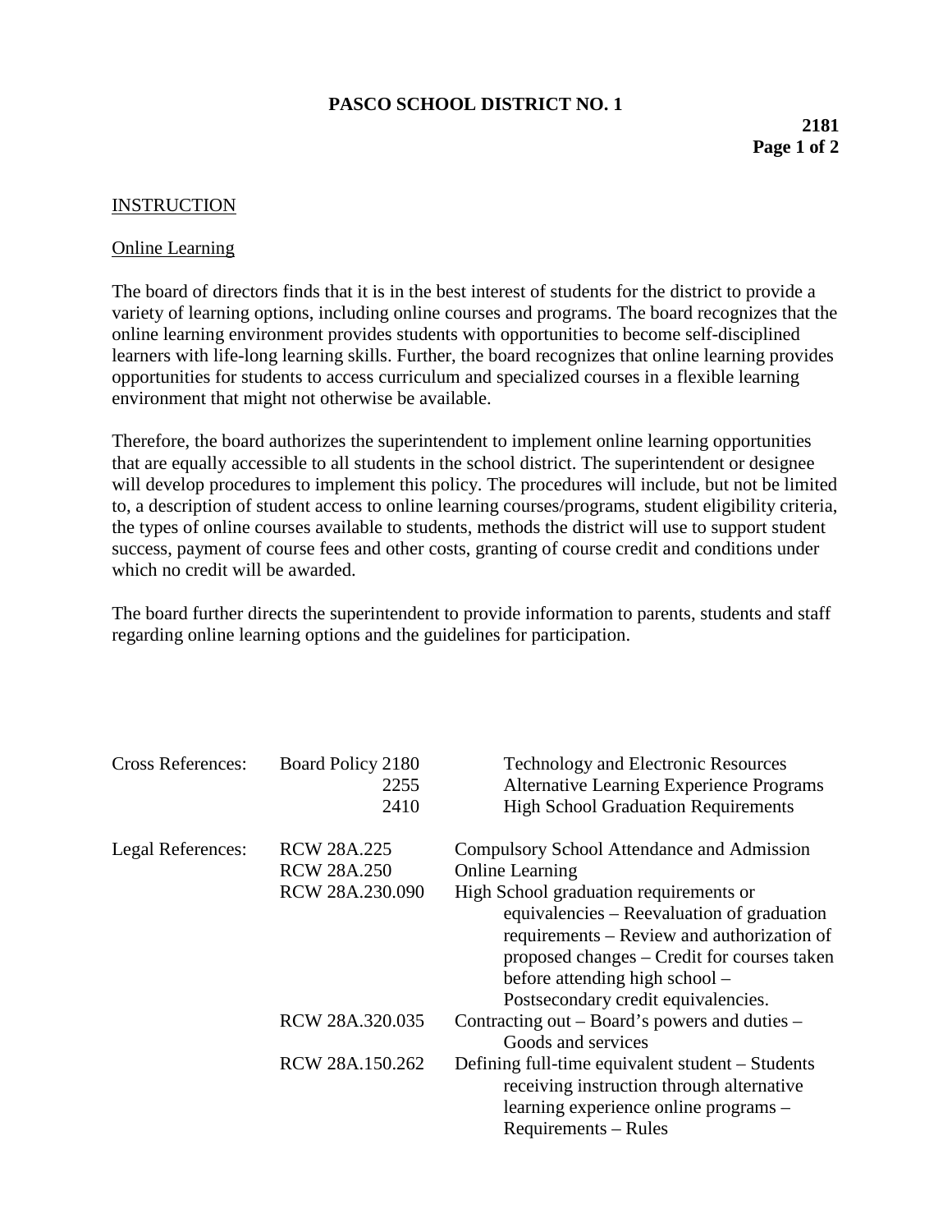# PASCO SCHOOL DISTRICT NO. 1

**2181**

## INSTRUCTION

### Online Learning

The board of directors finds that it is in the best interest of students for the district to provide a variety of learning options, including online courses and programs. The board recognizes that the online learning environment provides students with opportunities to become self-disciplined learners with life-long learning skills. Further, the board recognizes that online learning provides opportunities for students to access curriculum and specialized courses in a flexible learning environment that might not otherwise be available.

Therefore, the board authorizes the superintendent to implement online learning opportunities that are equally accessible to all students in the school district. The superintendent or designee will develop procedures to implement this policy. The procedures will include, but not be limited to, a description of student access to online learning courses/programs, student eligibility criteria, the types of online courses available to students, methods the district will use to support student success, payment of course fees and other costs, granting of course credit and conditions under which no credit will be awarded.

The board further directs the superintendent to provide information to parents, students and staff regarding online learning options and the guidelines for participation.

| | | |
|---|---|---|
| Cross References: | Board Policy 2180 | Technology and Electronic Resources |
| | 2255 | Alternative Learning Experience Programs |
| | 2410 | High School Graduation Requirements |
| Legal References: | RCW 28A.225 | Compulsory School Attendance and Admission |
| | RCW 28A.250 | Online Learning |
| | RCW 28A.230.090 | High School graduation requirements or equivalencies – Reevaluation of graduation requirements – Review and authorization of proposed changes – Credit for courses taken before attending high school – Postsecondary credit equivalencies. |
| | RCW 28A.320.035 | Contracting out – Board's powers and duties – Goods and services |
| | RCW 28A.150.262 | Defining full-time equivalent student – Students receiving instruction through alternative learning experience online programs – Requirements – Rules |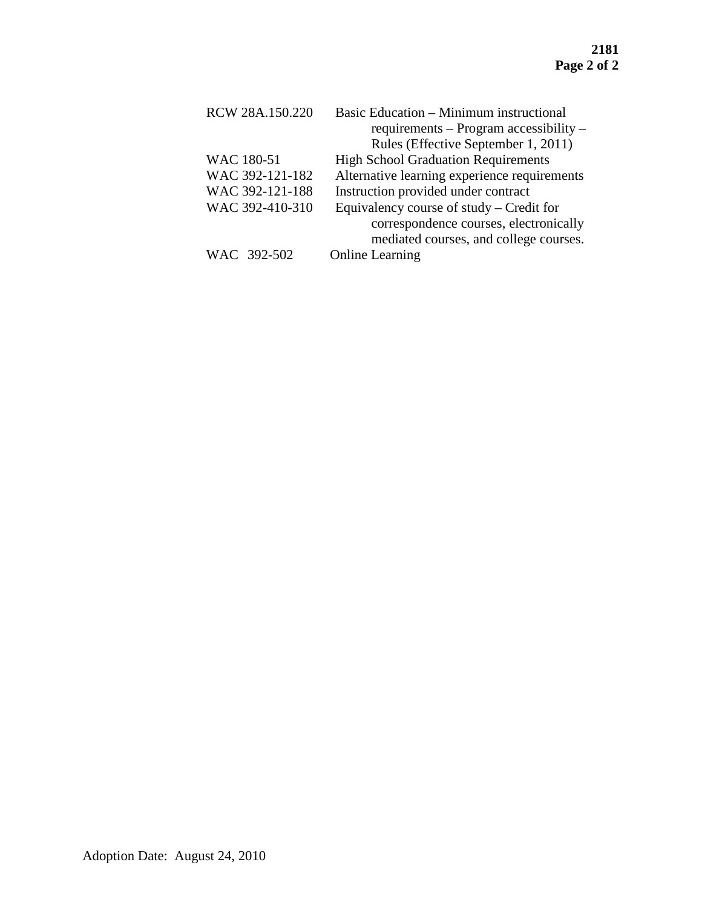| | |
|---|---|
| RCW 28A.150.220 | Basic Education – Minimum instructional requirements – Program accessibility – Rules (Effective September 1, 2011) |
| WAC 180-51 | High School Graduation Requirements |
| WAC 392-121-182 | Alternative learning experience requirements |
| WAC 392-121-188 | Instruction provided under contract |
| WAC 392-410-310 | Equivalency course of study – Credit for correspondence courses, electronically mediated courses, and college courses. |
| WAC 392-502 | Online Learning |

Adoption Date: August 24, 2010